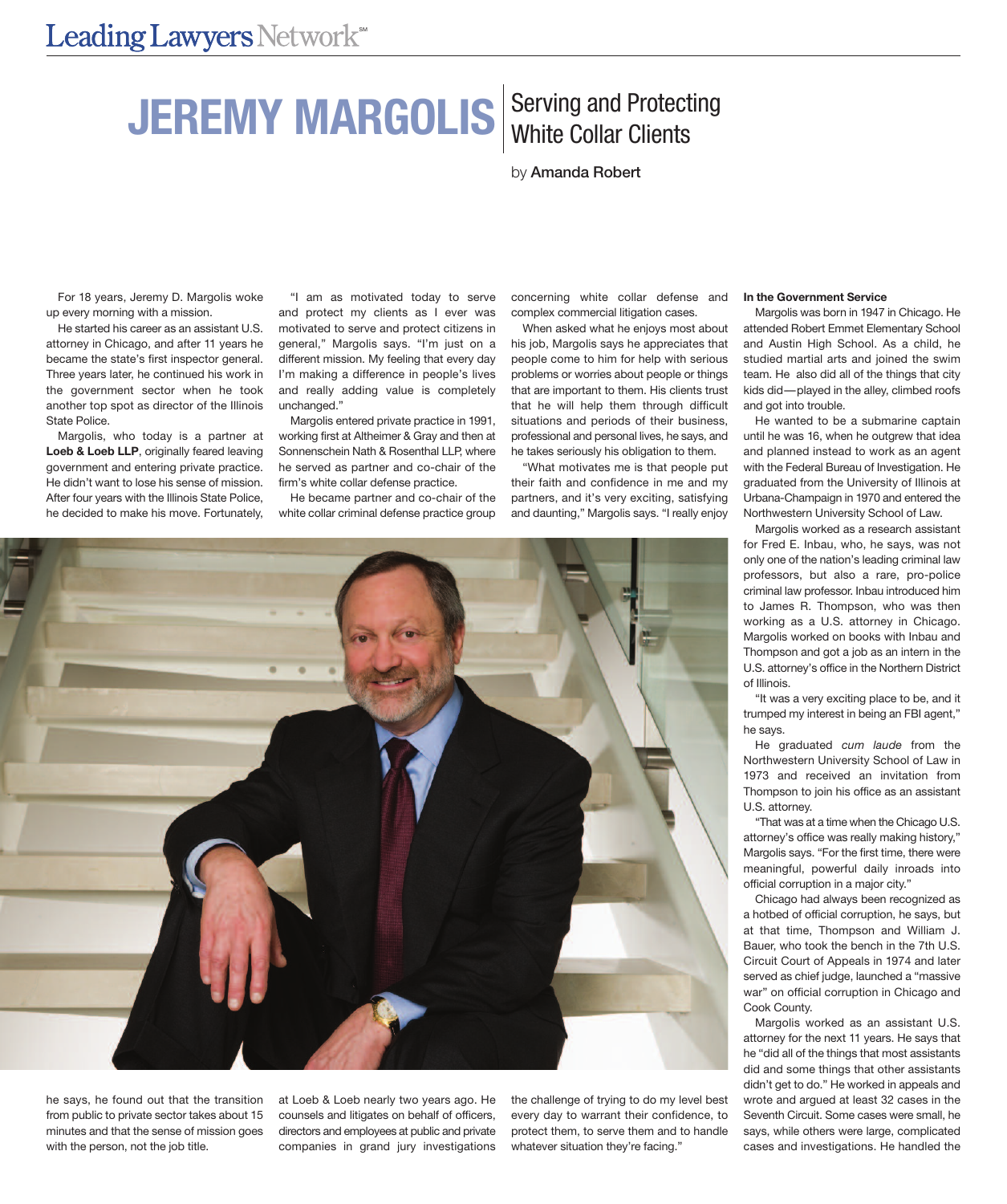# JEREMY MARGOLIS

## Serving and Protecting White Collar Clients

by **Amanda Robert**

For 18 years, Jeremy D. Margolis woke up every morning with a mission.

He started his career as an assistant U.S. attorney in Chicago, and after 11 years he became the state's first inspector general. Three years later, he continued his work in the government sector when he took another top spot as director of the Illinois State Police.

Margolis, who today is a partner at **Loeb & Loeb LLP**, originally feared leaving government and entering private practice. He didn't want to lose his sense of mission. After four years with the Illinois State Police, he decided to make his move. Fortunately, he says, he found out that the transition from public to private sector takes about 15 minutes and that the sense of mission goes with the person, not the job title.

"I am as motivated today to serve and protect my clients as I ever was motivated to serve and protect citizens in general," Margolis says. "I'm just on a different mission. My feeling that every day I'm making a difference in people's lives and really adding value is completely unchanged."

Margolis entered private practice in 1991, working first at Altheimer & Gray and then at Sonnenschein Nath & Rosenthal LLP, where he served as partner and co-chair of the firm's white collar defense practice.

He became partner and co-chair of the white collar criminal defense practice group at Loeb & Loeb nearly two years ago. He counsels and litigates on behalf of officers, directors and employees at public and private companies in grand jury investigations concerning white collar defense and complex commercial litigation cases.

When asked what he enjoys most about his job, Margolis says he appreciates that people come to him for help with serious problems or worries about people or things that are important to them. His clients trust that he will help them through difficult situations and periods of their business, professional and personal lives, he says, and he takes seriously his obligation to them.

"What motivates me is that people put their faith and confidence in me and my partners, and it's very exciting, satisfying and daunting," Margolis says. "I really enjoy the challenge of trying to do my level best every day to warrant their confidence, to protect them, to serve them and to handle whatever situation they're facing."

**In the Government Service**

Margolis was born in 1947 in Chicago. He attended Robert Emmet Elementary School and Austin High School. As a child, he studied martial arts and joined the swim team. He also did all of the things that city kids did—played in the alley, climbed roofs and got into trouble.

He wanted to be a submarine captain until he was 16, when he outgrew that idea and planned instead to work as an agent with the Federal Bureau of Investigation. He graduated from the University of Illinois at Urbana-Champaign in 1970 and entered the Northwestern University School of Law.

Margolis worked as a research assistant for Fred E. Inbau, who, he says, was not only one of the nation's leading criminal law professors, but also a rare, pro-police criminal law professor. Inbau introduced him to James R. Thompson, who was then working as a U.S. attorney in Chicago. Margolis worked on books with Inbau and Thompson and got a job as an intern in the U.S. attorney's office in the Northern District of Illinois.

"It was a very exciting place to be, and it trumped my interest in being an FBI agent," he says.

He graduated *cum laude* from the Northwestern University School of Law in 1973 and received an invitation from Thompson to join his office as an assistant U.S. attorney.

"That was at a time when the Chicago U.S. attorney's office was really making history," Margolis says. "For the first time, there were meaningful, powerful daily inroads into official corruption in a major city."

Chicago had always been recognized as a hotbed of official corruption, he says, but at that time, Thompson and William J. Bauer, who took the bench in the 7th U.S. Circuit Court of Appeals in 1974 and later served as chief judge, launched a "massive war" on official corruption in Chicago and Cook County.

Margolis worked as an assistant U.S. attorney for the next 11 years. He says that he "did all of the things that most assistants did and some things that other assistants didn't get to do." He worked in appeals and wrote and argued at least 32 cases in the Seventh Circuit. Some cases were small, he says, while others were large, complicated cases and investigations. He handled the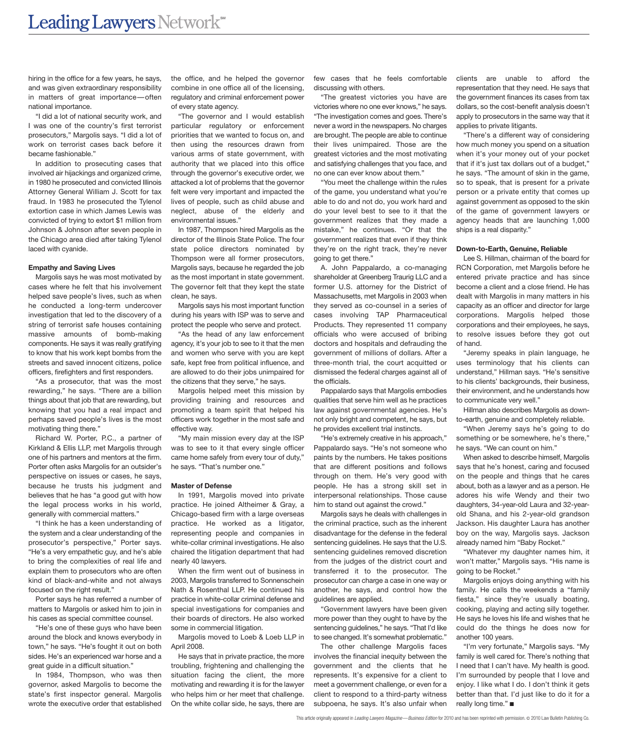hiring in the office for a few years, he says, and was given extraordinary responsibility in matters of great importance—often national importance.

"I did a lot of national security work, and I was one of the country's first terrorist prosecutors," Margolis says. "I did a lot of work on terrorist cases back before it became fashionable."

In addition to prosecuting cases that involved air hijackings and organized crime, in 1980 he prosecuted and convicted Illinois Attorney General William J. Scott for tax fraud. In 1983 he prosecuted the Tylenol extortion case in which James Lewis was convicted of trying to extort $1 million from Johnson & Johnson after seven people in the Chicago area died after taking Tylenol laced with cyanide.

#### Empathy and Saving Lives

Margolis says he was most motivated by cases where he felt that his involvement helped save people's lives, such as when he conducted a long-term undercover investigation that led to the discovery of a string of terrorist safe houses containing massive amounts of bomb-making components. He says it was really gratifying to know that his work kept bombs from the streets and saved innocent citizens, police officers, firefighters and first responders.

"As a prosecutor, that was the most rewarding," he says. "There are a billion things about that job that are rewarding, but knowing that you had a real impact and perhaps saved people's lives is the most motivating thing there."

Richard W. Porter, P.C., a partner of Kirkland & Ellis LLP, met Margolis through one of his partners and mentors at the firm. Porter often asks Margolis for an outsider's perspective on issues or cases, he says, because he trusts his judgment and believes that he has "a good gut with how the legal process works in his world, generally with commercial matters."

"I think he has a keen understanding of the system and a clear understanding of the prosecutor's perspective," Porter says. "He's a very empathetic guy, and he's able to bring the complexities of real life and explain them to prosecutors who are often kind of black-and-white and not always focused on the right result."

Porter says he has referred a number of matters to Margolis or asked him to join in his cases as special committee counsel.

"He's one of these guys who have been around the block and knows everybody in town," he says. "He's fought it out on both sides. He's an experienced war horse and a great guide in a difficult situation."

In 1984, Thompson, who was then governor, asked Margolis to become the state's first inspector general. Margolis wrote the executive order that established the office, and he helped the governor combine in one office all of the licensing, regulatory and criminal enforcement power of every state agency.

"The governor and I would establish particular regulatory or enforcement priorities that we wanted to focus on, and then using the resources drawn from various arms of state government, with authority that we placed into this office through the governor's executive order, we attacked a lot of problems that the governor felt were very important and impacted the lives of people, such as child abuse and neglect, abuse of the elderly and environmental issues."

In 1987, Thompson hired Margolis as the director of the Illinois State Police. The four state police directors nominated by Thompson were all former prosecutors, Margolis says, because he regarded the job as the most important in state government. The governor felt that they kept the state clean, he says.

Margolis says his most important function during his years with ISP was to serve and protect the people who serve and protect.

"As the head of any law enforcement agency, it's your job to see to it that the men and women who serve with you are kept safe, kept free from political influence, and are allowed to do their jobs unimpaired for the citizens that they serve," he says.

Margolis helped meet this mission by providing training and resources and promoting a team spirit that helped his officers work together in the most safe and effective way.

"My main mission every day at the ISP was to see to it that every single officer came home safely from every tour of duty," he says. "That's number one."

#### Master of Defense

In 1991, Margolis moved into private practice. He joined Altheimer & Gray, a Chicago-based firm with a large overseas practice. He worked as a litigator, representing people and companies in white-collar criminal investigations. He also chaired the litigation department that had nearly 40 lawyers.

When the firm went out of business in 2003, Margolis transferred to Sonnenschein Nath & Rosenthal LLP. He continued his practice in white-collar criminal defense and special investigations for companies and their boards of directors. He also worked some in commercial litigation.

Margolis moved to Loeb & Loeb LLP in April 2008.

He says that in private practice, the more troubling, frightening and challenging the situation facing the client, the more motivating and rewarding it is for the lawyer who helps him or her meet that challenge. On the white collar side, he says, there are few cases that he feels comfortable discussing with others.

"The greatest victories you have are victories where no one ever knows," he says. "The investigation comes and goes. There's never a word in the newspapers. No charges are brought. The people are able to continue their lives unimpaired. Those are the greatest victories and the most motivating and satisfying challenges that you face, and no one can ever know about them."

"You meet the challenge within the rules of the game, you understand what you're able to do and not do, you work hard and do your level best to see to it that the government realizes that they made a mistake," he continues. "Or that the government realizes that even if they think they're on the right track, they're never going to get there."

A. John Pappalardo, a co-managing shareholder at Greenberg Traurig LLC and a former U.S. attorney for the District of Massachusetts, met Margolis in 2003 when they served as co-counsel in a series of cases involving TAP Pharmaceutical Products. They represented 11 company officials who were accused of bribing doctors and hospitals and defrauding the government of millions of dollars. After a three-month trial, the court acquitted or dismissed the federal charges against all of the officials.

Pappalardo says that Margolis embodies qualities that serve him well as he practices law against governmental agencies. He's not only bright and competent, he says, but he provides excellent trial instincts.

"He's extremely creative in his approach," Pappalardo says. "He's not someone who paints by the numbers. He takes positions that are different positions and follows through on them. He's very good with people. He has a strong skill set in interpersonal relationships. Those cause him to stand out against the crowd."

Margolis says he deals with challenges in the criminal practice, such as the inherent disadvantage for the defense in the federal sentencing guidelines. He says that the U.S. sentencing guidelines removed discretion from the judges of the district court and transferred it to the prosecutor. The prosecutor can charge a case in one way or another, he says, and control how the guidelines are applied.

"Government lawyers have been given more power than they ought to have by the sentencing guidelines," he says. "That I'd like to see changed. It's somewhat problematic."

The other challenge Margolis faces involves the financial inequity between the government and the clients that he represents. It's expensive for a client to meet a government challenge, or even for a client to respond to a third-party witness subpoena, he says. It's also unfair when clients are unable to afford the representation that they need. He says that the government finances its cases from tax dollars, so the cost-benefit analysis doesn't apply to prosecutors in the same way that it applies to private litigants.

"There's a different way of considering how much money you spend on a situation when it's your money out of your pocket that if it's just tax dollars out of a budget," he says. "The amount of skin in the game, so to speak, that is present for a private person or a private entity that comes up against government as opposed to the skin of the game of government lawyers or agency heads that are launching 1,000 ships is a real disparity."

#### Down-to-Earth, Genuine, Reliable

Lee S. Hillman, chairman of the board for RCN Corporation, met Margolis before he entered private practice and has since become a client and a close friend. He has dealt with Margolis in many matters in his capacity as an officer and director for large corporations. Margolis helped those corporations and their employees, he says, to resolve issues before they got out of hand.

"Jeremy speaks in plain language, he uses terminology that his clients can understand," Hillman says. "He's sensitive to his clients' backgrounds, their business, their environment, and he understands how to communicate very well."

Hillman also describes Margolis as down-to-earth, genuine and completely reliable.

"When Jeremy says he's going to do something or be somewhere, he's there," he says. "We can count on him."

When asked to describe himself, Margolis says that he's honest, caring and focused on the people and things that he cares about, both as a lawyer and as a person. He adores his wife Wendy and their two daughters, 34-year-old Laura and 32-year-old Shana, and his 2-year-old grandson Jackson. His daughter Laura has another boy on the way, Margolis says. Jackson already named him "Baby Rocket."

"Whatever my daughter names him, it won't matter," Margolis says. "His name is going to be Rocket."

Margolis enjoys doing anything with his family. He calls the weekends a "family fiesta," since they're usually boating, cooking, playing and acting silly together. He says he loves his life and wishes that he could do the things he does now for another 100 years.

"I'm very fortunate," Margolis says. "My family is well cared for. There's nothing that I need that I can't have. My health is good. I'm surrounded by people that I love and enjoy. I like what I do. I don't think it gets better than that. I'd just like to do it for a really long time." ■

This article originally appeared in *Leading Lawyers Magazine—Business Edition* for 2010 and has been reprinted with permission. © 2010 Law Bulletin Publishing Co.